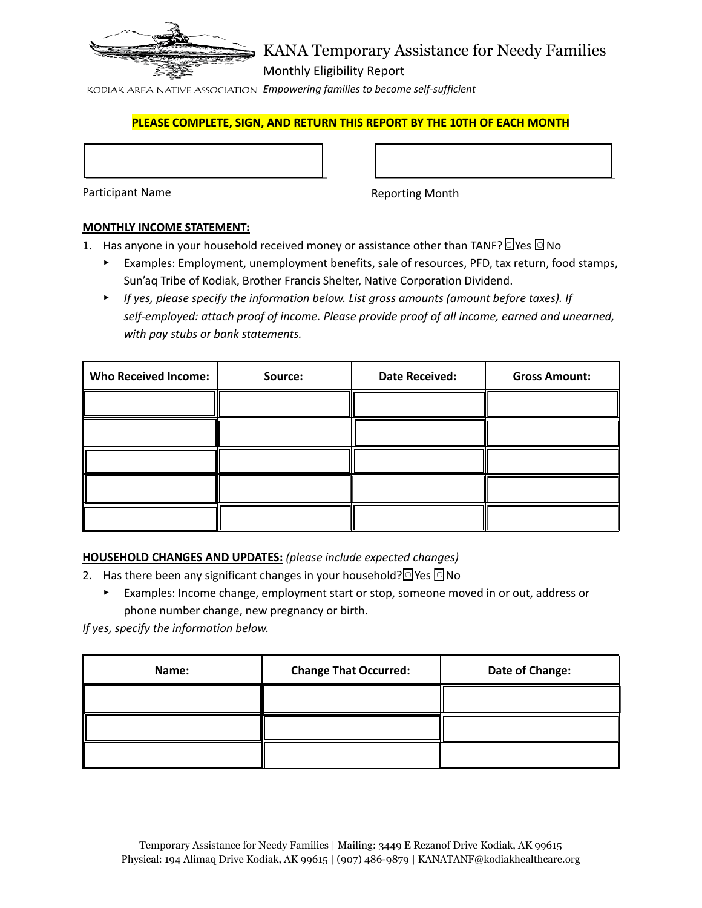# KANA Temporary Assistance for Needy Families

Monthly Eligibility Report

KODIAK AREA NATIVE ASSOCIATION *Empowering families to become self-sufficient*

**PLEASE COMPLETE, SIGN, AND RETURN THIS REPORT BY THE 10TH OF EACH MONTH**

Participant Name

Reporting Month

**MONTHLY INCOME STATEMENT:**

1. Has anyone in your household received money or assistance other than TANF? ☐ Yes ☐ No
   - Examples: Employment, unemployment benefits, sale of resources, PFD, tax return, food stamps, Sun'aq Tribe of Kodiak, Brother Francis Shelter, Native Corporation Dividend.
   - *If yes, please specify the information below. List gross amounts (amount before taxes). If self-employed: attach proof of income. Please provide proof of all income, earned and unearned, with pay stubs or bank statements.*

| Who Received Income: | Source: | Date Received: | Gross Amount: |
|---|---|---|---|
| | | | |
| | | | |
| | | | |
| | | | |
| | | | |

**HOUSEHOLD CHANGES AND UPDATES:** *(please include expected changes)*

2. Has there been any significant changes in your household? ☐ Yes ☐ No
   - Examples: Income change, employment start or stop, someone moved in or out, address or phone number change, new pregnancy or birth.

*If yes, specify the information below.*

| Name: | Change That Occurred: | Date of Change: |
|---|---|---|
| | | |
| | | |
| | | |

Temporary Assistance for Needy Families | Mailing: 3449 E Rezanof Drive Kodiak, AK 99615
Physical: 194 Alimaq Drive Kodiak, AK 99615 | (907) 486-9879 | KANATANF@kodiakhealthcare.org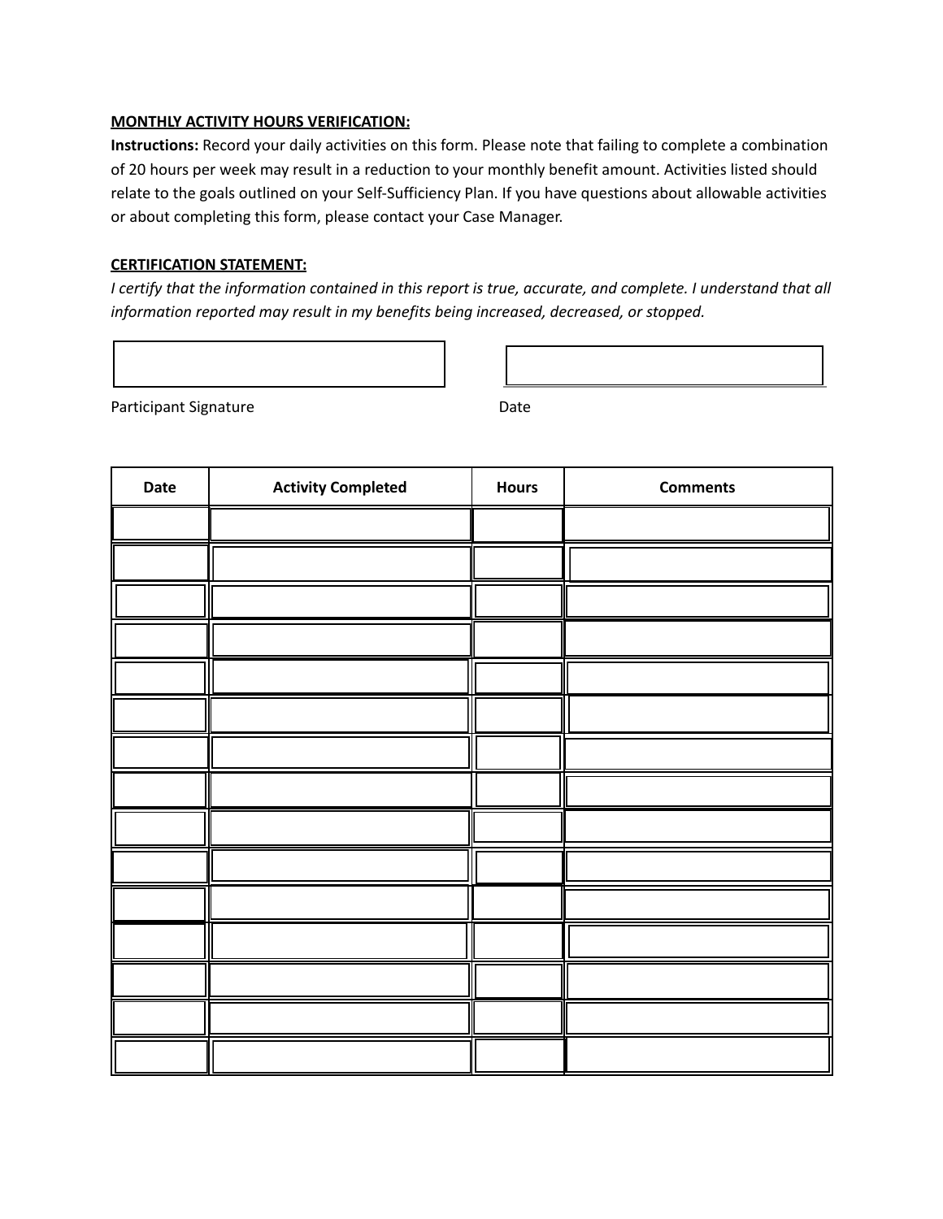**MONTHLY ACTIVITY HOURS VERIFICATION:**

**Instructions:** Record your daily activities on this form. Please note that failing to complete a combination of 20 hours per week may result in a reduction to your monthly benefit amount. Activities listed should relate to the goals outlined on your Self-Sufficiency Plan. If you have questions about allowable activities or about completing this form, please contact your Case Manager.

**CERTIFICATION STATEMENT:**

*I certify that the information contained in this report is true, accurate, and complete. I understand that all information reported may result in my benefits being increased, decreased, or stopped.*

Participant Signature ______________________ Date ______________________

| Date | Activity Completed | Hours | Comments |
| --- | --- | --- | --- |
| | | | |
| | | | |
| | | | |
| | | | |
| | | | |
| | | | |
| | | | |
| | | | |
| | | | |
| | | | |
| | | | |
| | | | |
| | | | |
| | | | |
| | | | |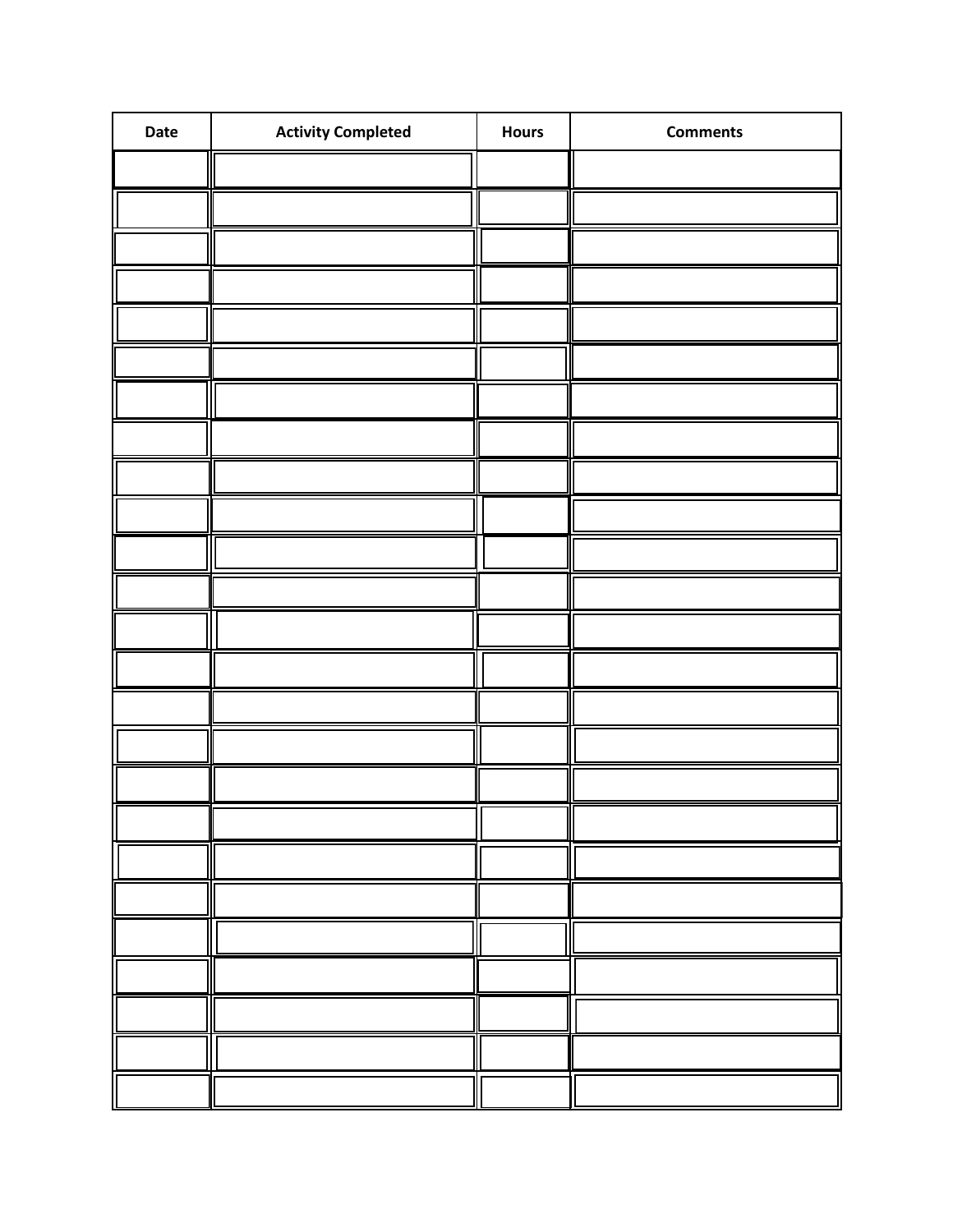| Date | Activity Completed | Hours | Comments |
|---|---|---|---|
| | | | |
| | | | |
| | | | |
| | | | |
| | | | |
| | | | |
| | | | |
| | | | |
| | | | |
| | | | |
| | | | |
| | | | |
| | | | |
| | | | |
| | | | |
| | | | |
| | | | |
| | | | |
| | | | |
| | | | |
| | | | |
| | | | |
| | | | |
| | | | |
| | | | |